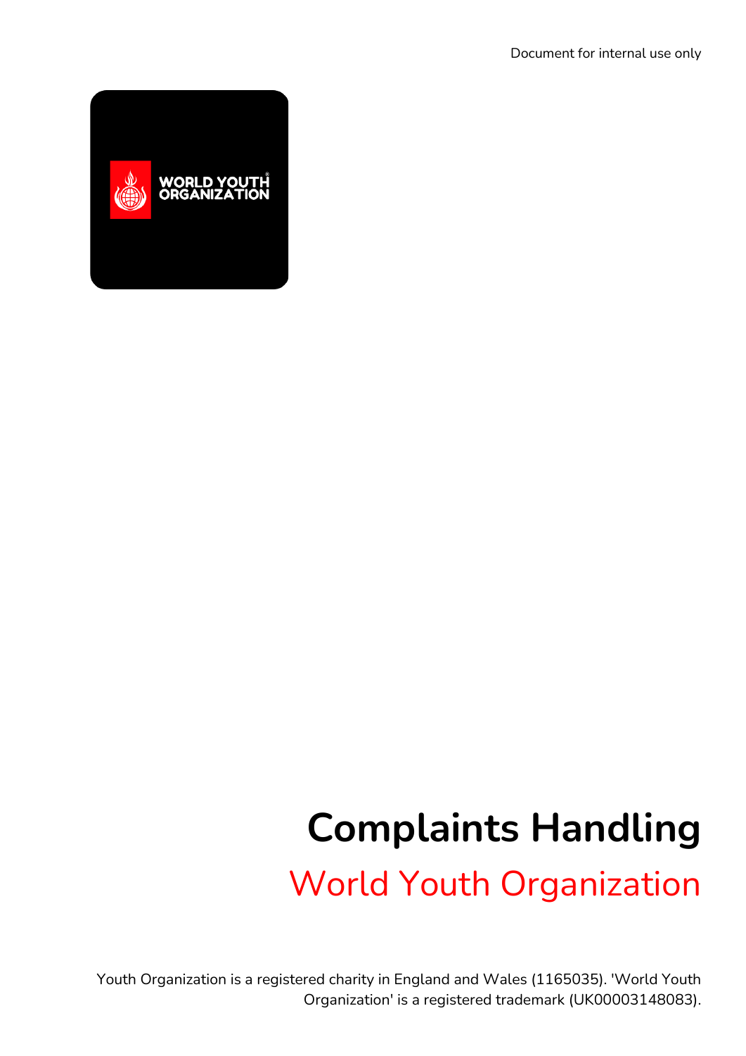Document for internal use only

# Complaints Handling

## World Youth Organization

Youth Organization is a registered charity in England and Wales (1165035). 'World Youth Organization' is a registered trademark (UK00003148083).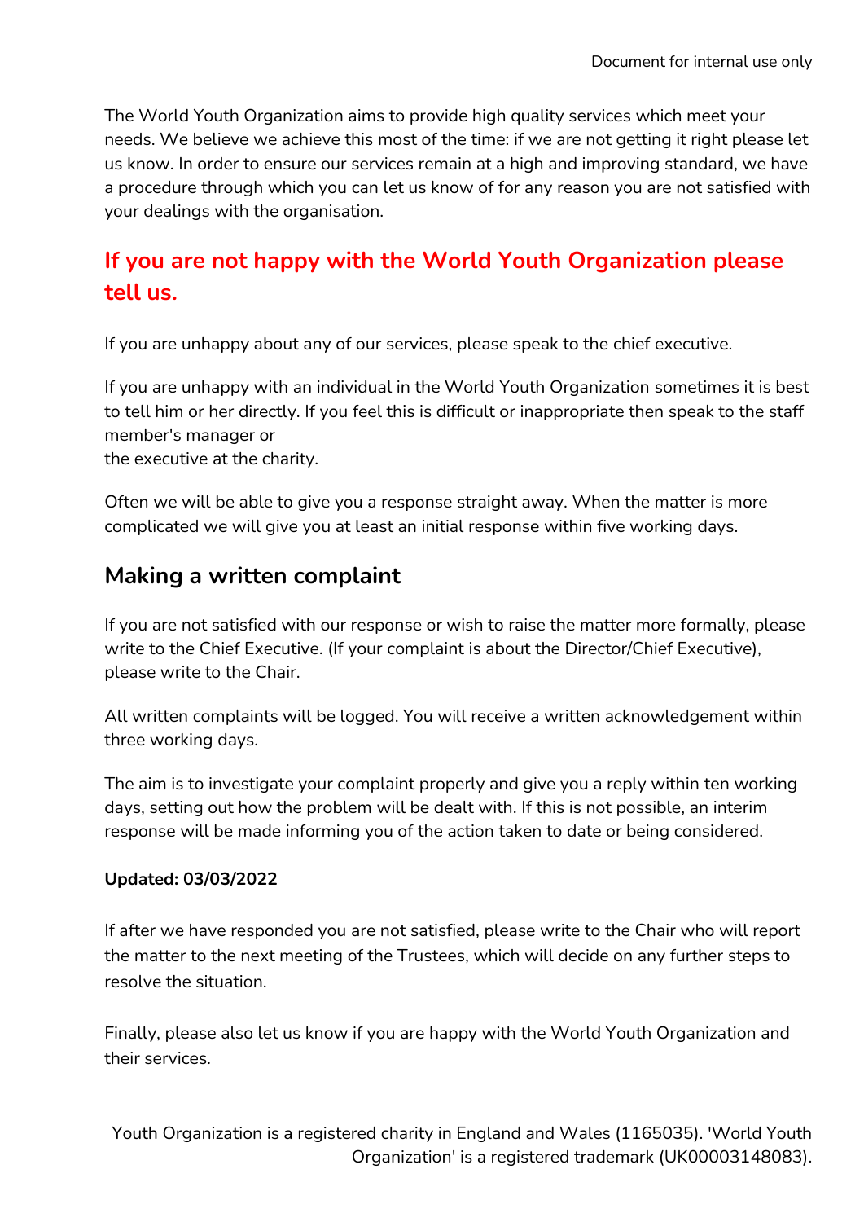Document for internal use only

The World Youth Organization aims to provide high quality services which meet your needs. We believe we achieve this most of the time: if we are not getting it right please let us know. In order to ensure our services remain at a high and improving standard, we have a procedure through which you can let us know of for any reason you are not satisfied with your dealings with the organisation.

## If you are not happy with the World Youth Organization please tell us.

If you are unhappy about any of our services, please speak to the chief executive.

If you are unhappy with an individual in the World Youth Organization sometimes it is best to tell him or her directly. If you feel this is difficult or inappropriate then speak to the staff member's manager or
the executive at the charity.

Often we will be able to give you a response straight away. When the matter is more complicated we will give you at least an initial response within five working days.

## Making a written complaint

If you are not satisfied with our response or wish to raise the matter more formally, please write to the Chief Executive. (If your complaint is about the Director/Chief Executive), please write to the Chair.

All written complaints will be logged. You will receive a written acknowledgement within three working days.

The aim is to investigate your complaint properly and give you a reply within ten working days, setting out how the problem will be dealt with. If this is not possible, an interim response will be made informing you of the action taken to date or being considered.

**Updated: 03/03/2022**

If after we have responded you are not satisfied, please write to the Chair who will report the matter to the next meeting of the Trustees, which will decide on any further steps to resolve the situation.

Finally, please also let us know if you are happy with the World Youth Organization and their services.

Youth Organization is a registered charity in England and Wales (1165035). 'World Youth Organization' is a registered trademark (UK00003148083).